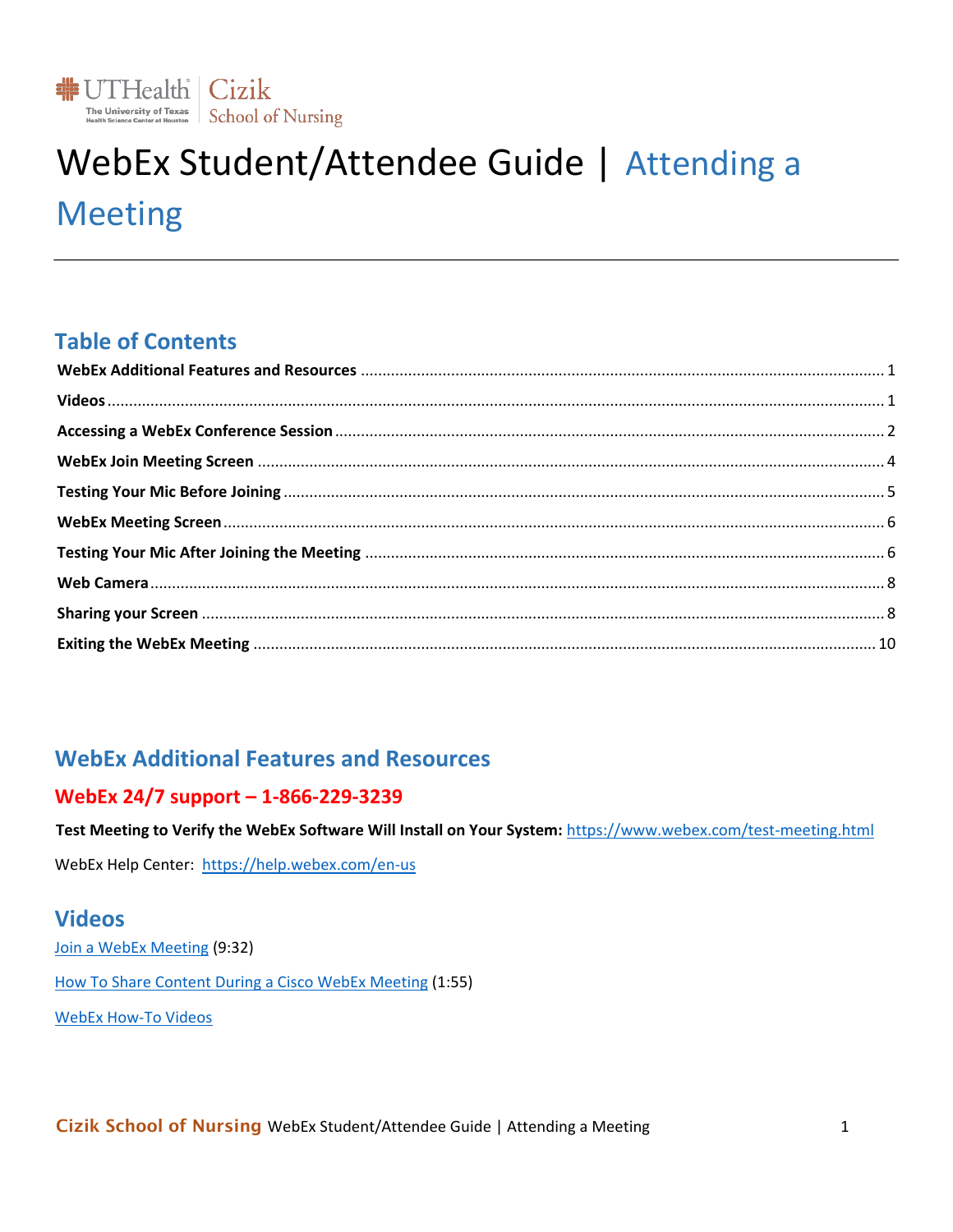# WebEx Student/Attendee Guide | Attending a Meeting

## Table of Contents

**WebEx Additional Features and Resources** ........ 1

**Videos** ........ 1

**Accessing a WebEx Conference Session** ........ 2

**WebEx Join Meeting Screen** ........ 4

**Testing Your Mic Before Joining** ........ 5

**WebEx Meeting Screen** ........ 6

**Testing Your Mic After Joining the Meeting** ........ 6

**Web Camera** ........ 8

**Sharing your Screen** ........ 8

**Exiting the WebEx Meeting** ........ 10

## WebEx Additional Features and Resources

### WebEx 24/7 support – 1-866-229-3239

**Test Meeting to Verify the WebEx Software Will Install on Your System:** https://www.webex.com/test-meeting.html

WebEx Help Center: https://help.webex.com/en-us

## Videos

Join a WebEx Meeting (9:32)

How To Share Content During a Cisco WebEx Meeting (1:55)

WebEx How-To Videos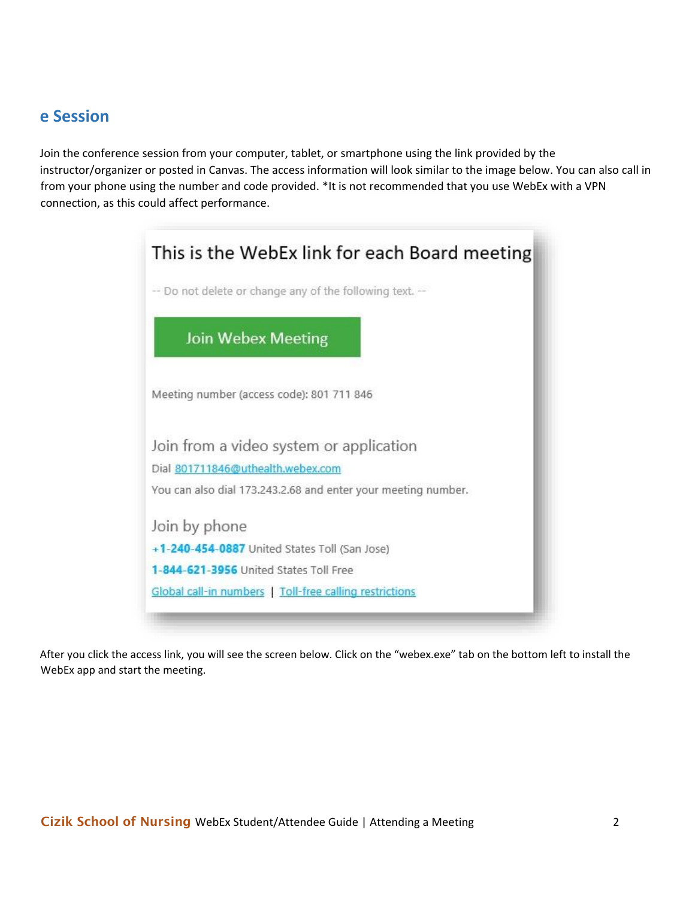## e Session

Join the conference session from your computer, tablet, or smartphone using the link provided by the instructor/organizer or posted in Canvas. The access information will look similar to the image below. You can also call in from your phone using the number and code provided. *It is not recommended that you use WebEx with a VPN connection, as this could affect performance.

This is the WebEx link for each Board meeting

-- Do not delete or change any of the following text. --

Join Webex Meeting

Meeting number (access code): 801 711 846

Join from a video system or application

Dial 801711846@uthealth.webex.com

You can also dial 173.243.2.68 and enter your meeting number.

Join by phone

**+1-240-454-0887** United States Toll (San Jose)

**1-844-621-3956** United States Toll Free

Global call-in numbers | Toll-free calling restrictions

After you click the access link, you will see the screen below. Click on the "webex.exe" tab on the bottom left to install the WebEx app and start the meeting.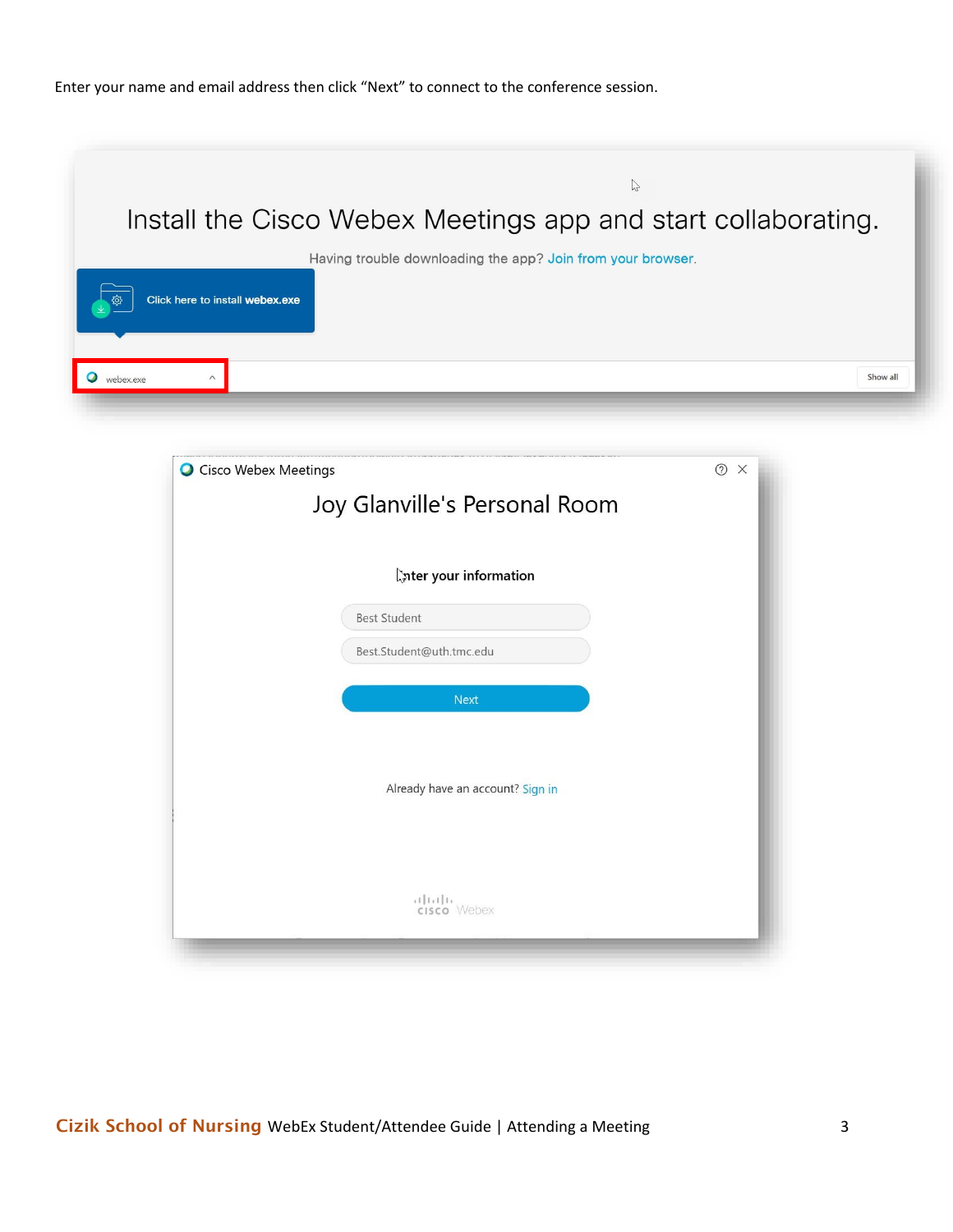Enter your name and email address then click "Next" to connect to the conference session.

Install the Cisco Webex Meetings app and start collaborating.

Having trouble downloading the app? Join from your browser.

Click here to install webex.exe

webex.exe

Show all

Cisco Webex Meetings

Joy Glanville's Personal Room

Enter your information

Best Student

Best.Student@uth.tmc.edu

Next

Already have an account? Sign in

cisco Webex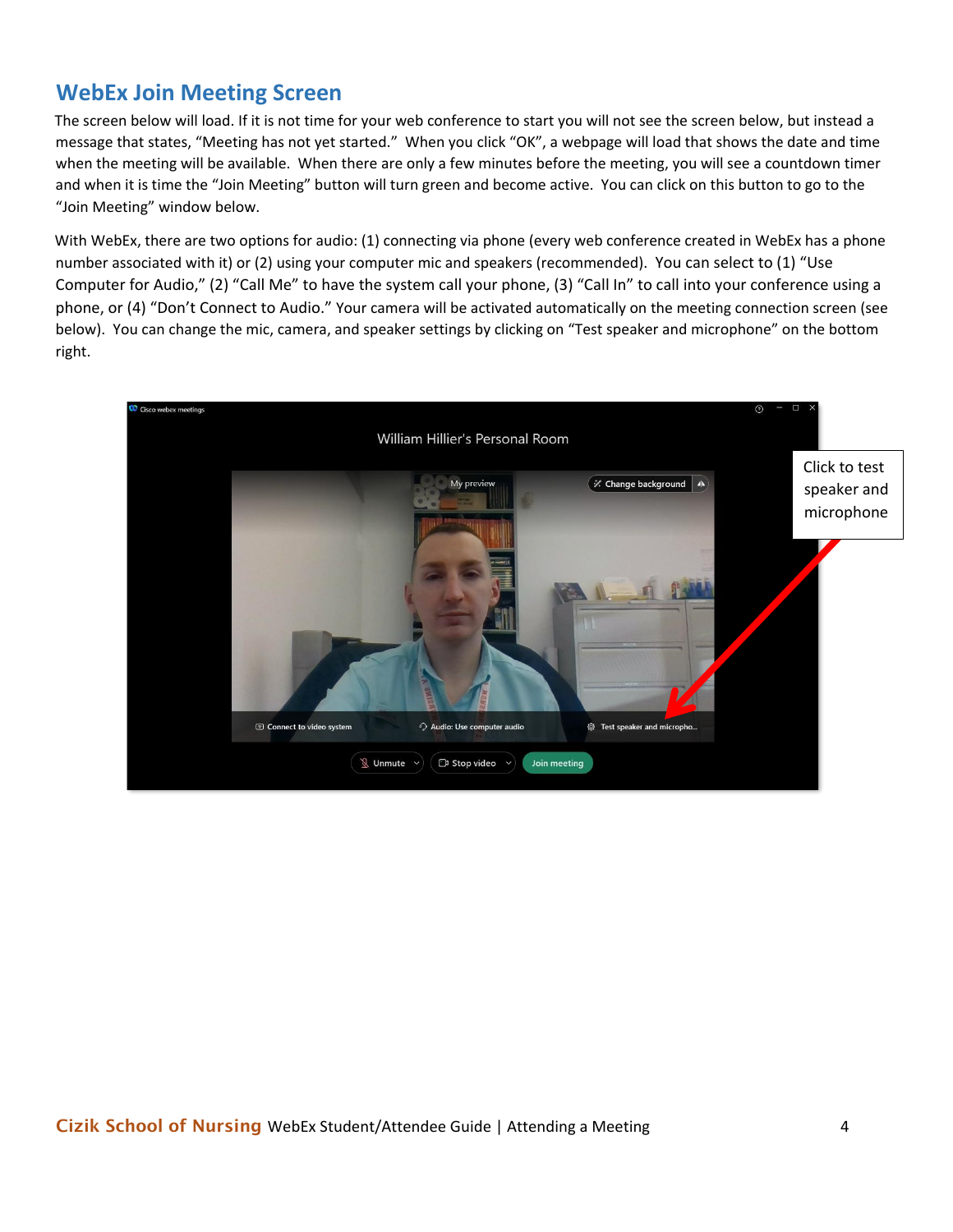## WebEx Join Meeting Screen

The screen below will load. If it is not time for your web conference to start you will not see the screen below, but instead a message that states, "Meeting has not yet started." When you click "OK", a webpage will load that shows the date and time when the meeting will be available. When there are only a few minutes before the meeting, you will see a countdown timer and when it is time the "Join Meeting" button will turn green and become active. You can click on this button to go to the "Join Meeting" window below.

With WebEx, there are two options for audio: (1) connecting via phone (every web conference created in WebEx has a phone number associated with it) or (2) using your computer mic and speakers (recommended). You can select to (1) "Use Computer for Audio," (2) "Call Me" to have the system call your phone, (3) "Call In" to call into your conference using a phone, or (4) "Don't Connect to Audio." Your camera will be activated automatically on the meeting connection screen (see below). You can change the mic, camera, and speaker settings by clicking on "Test speaker and microphone" on the bottom right.

Click to test speaker and microphone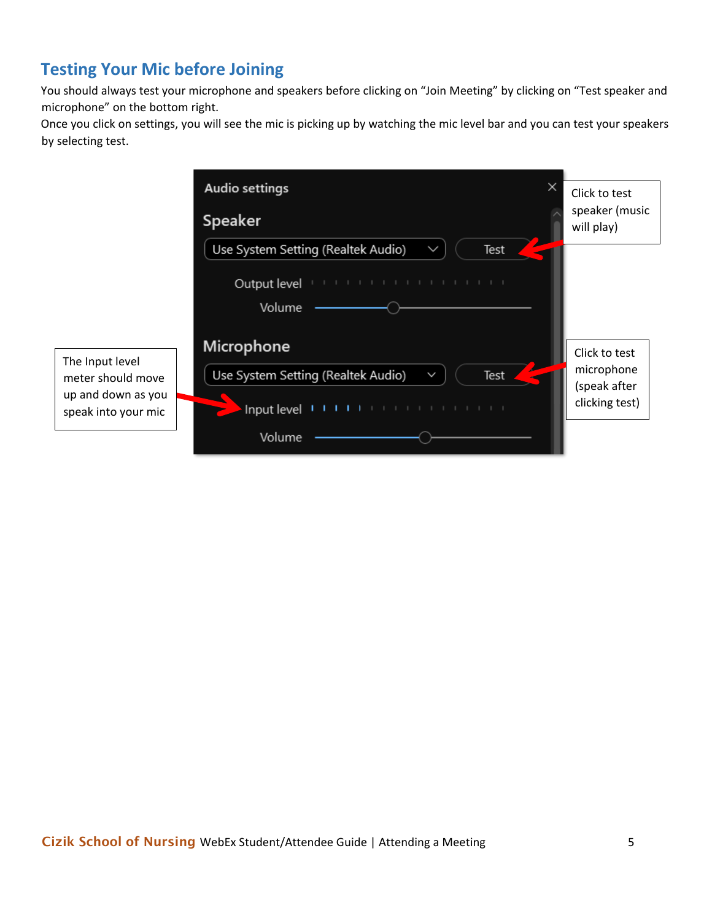## Testing Your Mic before Joining

You should always test your microphone and speakers before clicking on "Join Meeting" by clicking on "Test speaker and microphone" on the bottom right.
Once you click on settings, you will see the mic is picking up by watching the mic level bar and you can test your speakers by selecting test.

Click to test speaker (music will play)

The Input level meter should move up and down as you speak into your mic

Click to test microphone (speak after clicking test)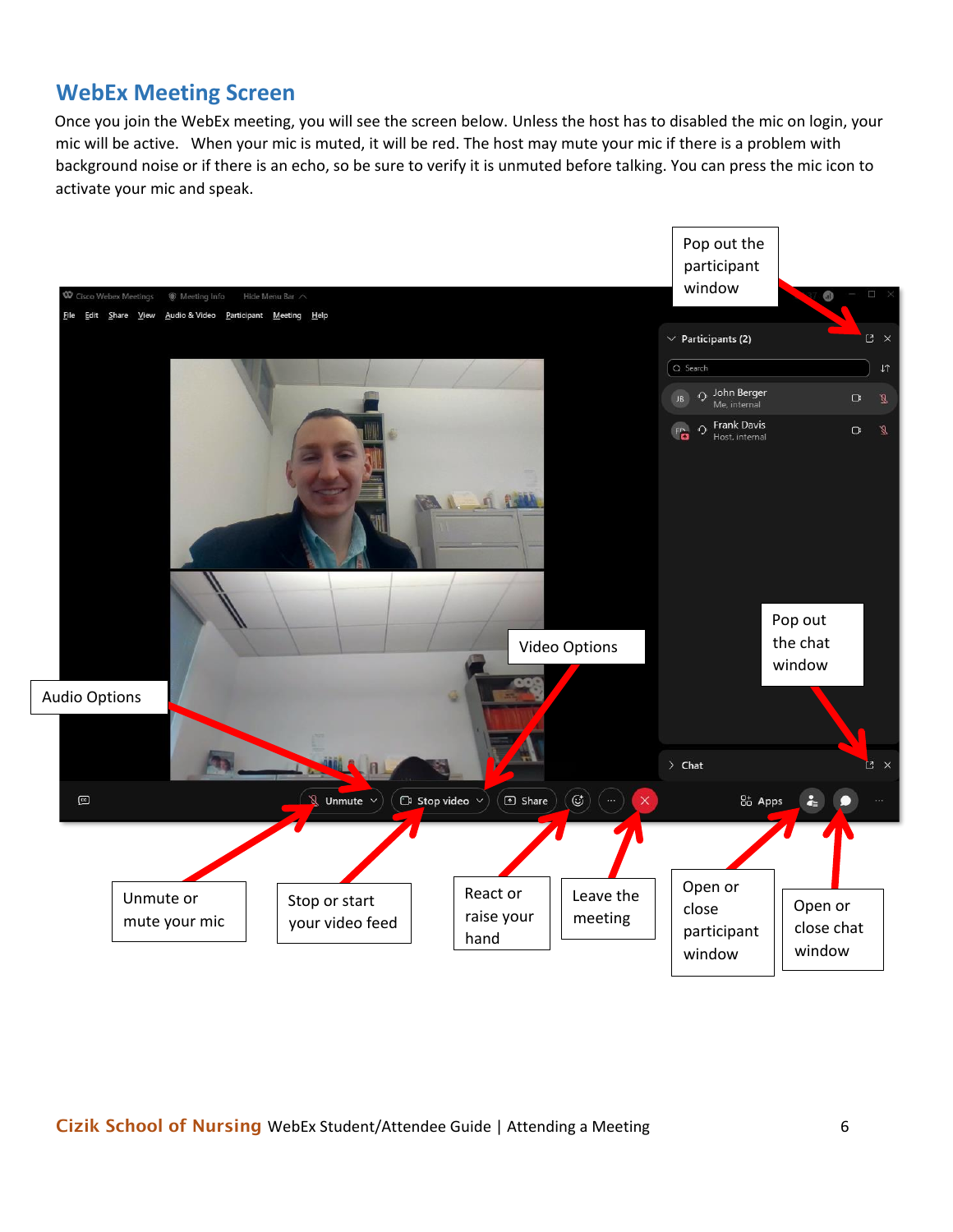## WebEx Meeting Screen

Once you join the WebEx meeting, you will see the screen below. Unless the host has to disabled the mic on login, your mic will be active. When your mic is muted, it will be red. The host may mute your mic if there is a problem with background noise or if there is an echo, so be sure to verify it is unmuted before talking. You can press the mic icon to activate your mic and speak.

Pop out the participant window

Pop out the chat window

Video Options

Audio Options

Unmute or mute your mic

Stop or start your video feed

React or raise your hand

Leave the meeting

Open or close participant window

Open or close chat window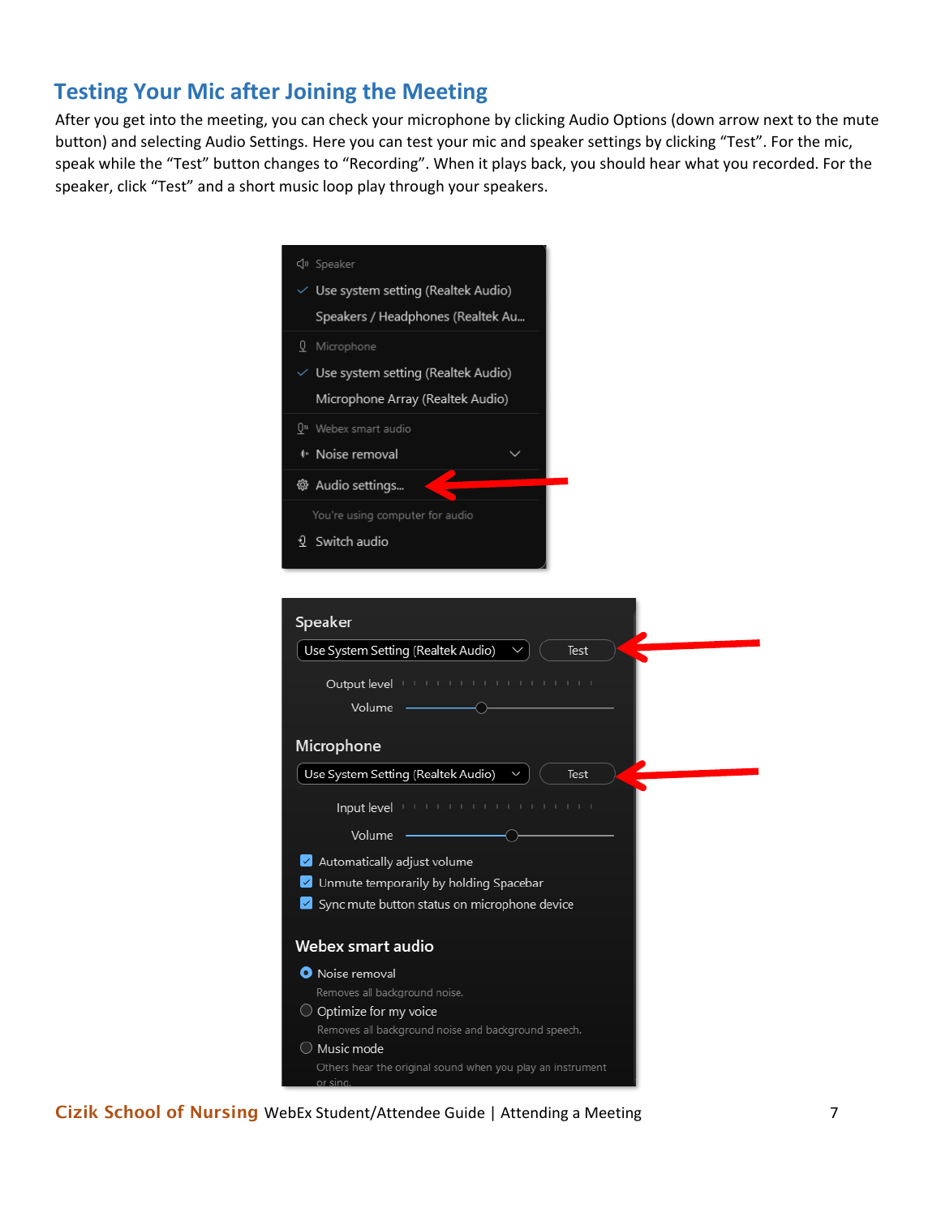## Testing Your Mic after Joining the Meeting

After you get into the meeting, you can check your microphone by clicking Audio Options (down arrow next to the mute button) and selecting Audio Settings. Here you can test your mic and speaker settings by clicking "Test". For the mic, speak while the "Test" button changes to "Recording". When it plays back, you should hear what you recorded. For the speaker, click "Test" and a short music loop play through your speakers.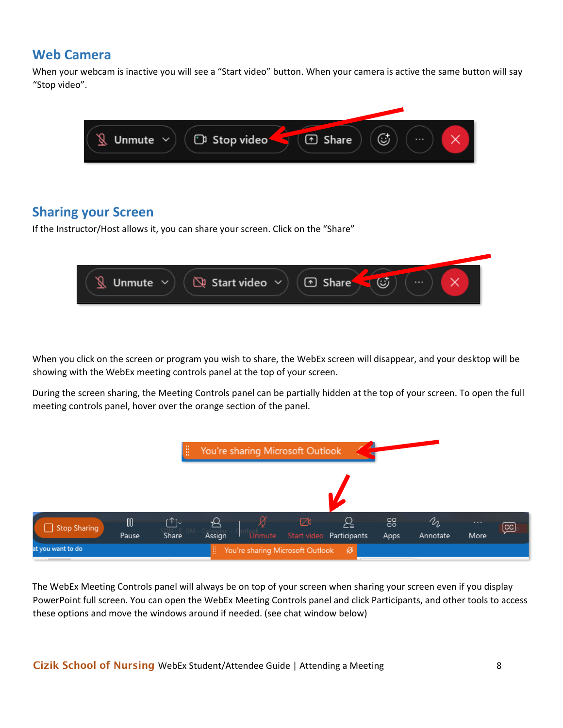## Web Camera

When your webcam is inactive you will see a “Start video” button. When your camera is active the same button will say “Stop video”.

## Sharing your Screen

If the Instructor/Host allows it, you can share your screen. Click on the “Share”

When you click on the screen or program you wish to share, the WebEx screen will disappear, and your desktop will be showing with the WebEx meeting controls panel at the top of your screen.

During the screen sharing, the Meeting Controls panel can be partially hidden at the top of your screen. To open the full meeting controls panel, hover over the orange section of the panel.

The WebEx Meeting Controls panel will always be on top of your screen when sharing your screen even if you display PowerPoint full screen. You can open the WebEx Meeting Controls panel and click Participants, and other tools to access these options and move the windows around if needed. (see chat window below)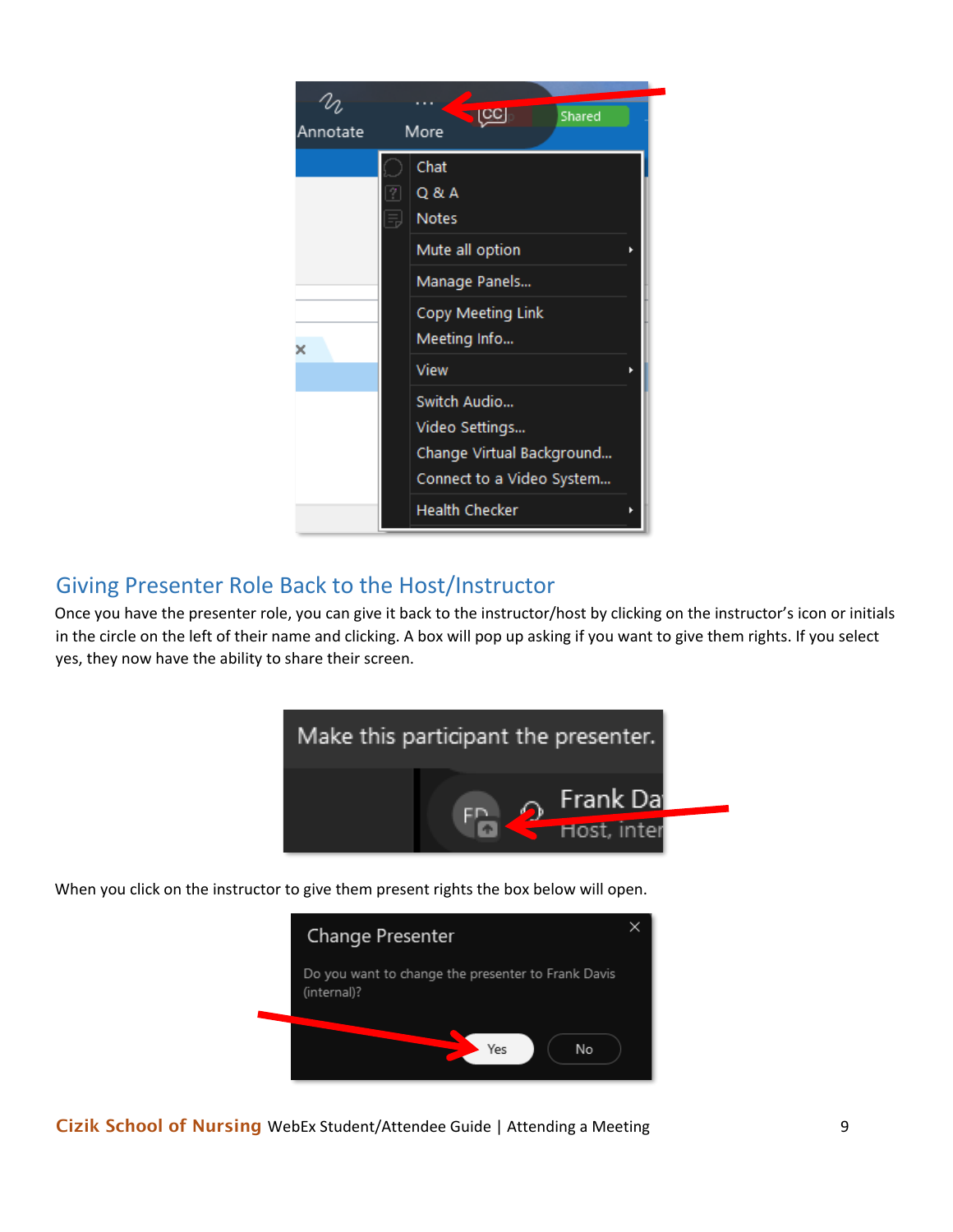## Giving Presenter Role Back to the Host/Instructor

Once you have the presenter role, you can give it back to the instructor/host by clicking on the instructor's icon or initials in the circle on the left of their name and clicking. A box will pop up asking if you want to give them rights. If you select yes, they now have the ability to share their screen.

When you click on the instructor to give them present rights the box below will open.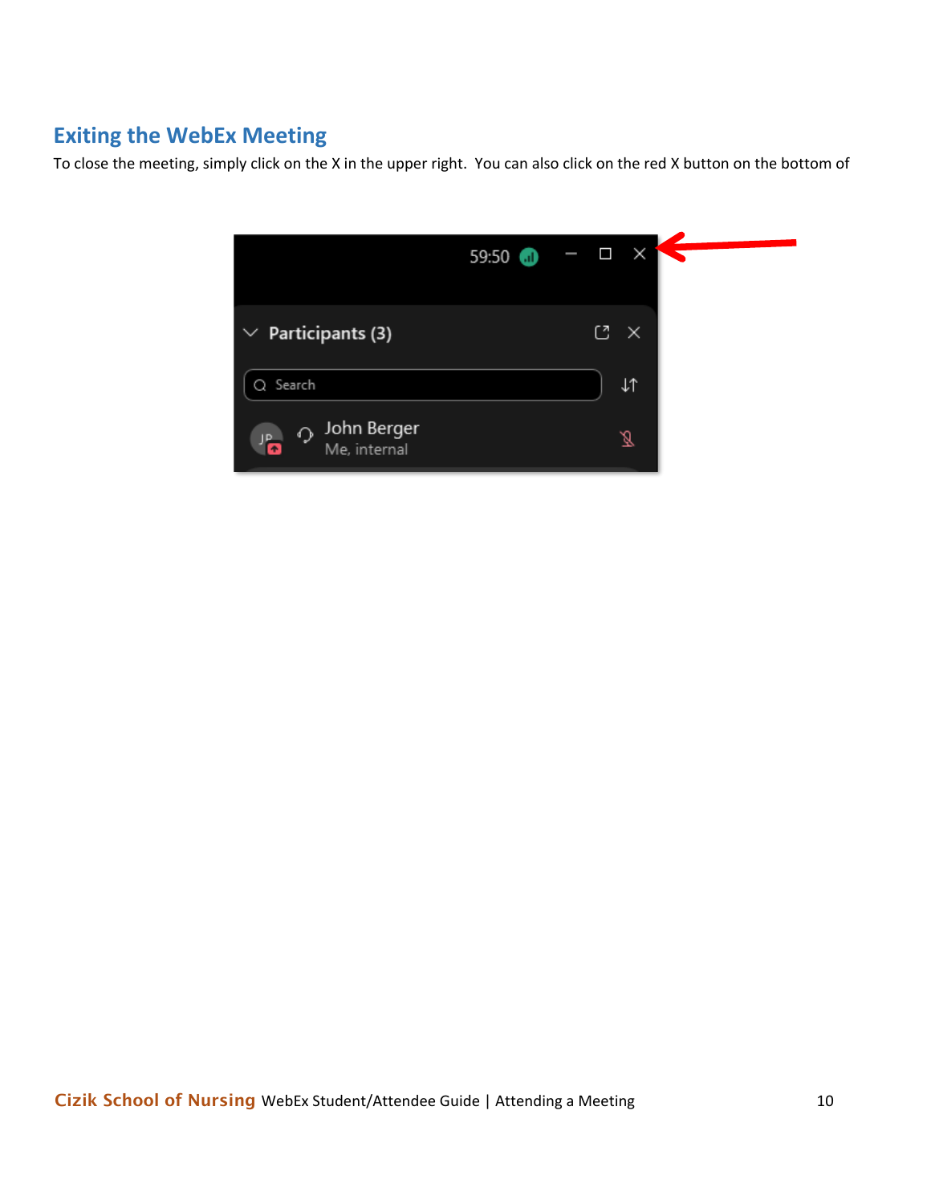## Exiting the WebEx Meeting

To close the meeting, simply click on the X in the upper right.  You can also click on the red X button on the bottom of